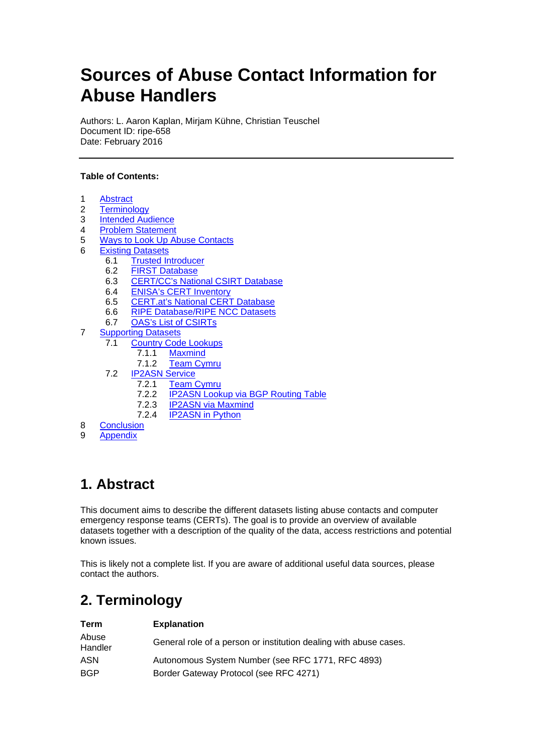# Sources of Abuse Contact Information for Abuse Handlers

Authors: L. Aaron Kaplan, Mirjam Kühne, Christian Teuschel
Document ID: ripe-658
Date: February 2016

---

**Table of Contents:**

1 Abstract
2 Terminology
3 Intended Audience
4 Problem Statement
5 Ways to Look Up Abuse Contacts
6 Existing Datasets
  6.1 Trusted Introducer
  6.2 FIRST Database
  6.3 CERT/CC's National CSIRT Database
  6.4 ENISA's CERT Inventory
  6.5 CERT.at's National CERT Database
  6.6 RIPE Database/RIPE NCC Datasets
  6.7 OAS's List of CSIRTs
7 Supporting Datasets
  7.1 Country Code Lookups
    7.1.1 Maxmind
    7.1.2 Team Cymru
  7.2 IP2ASN Service
    7.2.1 Team Cymru
    7.2.2 IP2ASN Lookup via BGP Routing Table
    7.2.3 IP2ASN via Maxmind
    7.2.4 IP2ASN in Python
8 Conclusion
9 Appendix

## 1. Abstract

This document aims to describe the different datasets listing abuse contacts and computer emergency response teams (CERTs). The goal is to provide an overview of available datasets together with a description of the quality of the data, access restrictions and potential known issues.

This is likely not a complete list. If you are aware of additional useful data sources, please contact the authors.

## 2. Terminology

| Term | Explanation |
|---|---|
| Abuse Handler | General role of a person or institution dealing with abuse cases. |
| ASN | Autonomous System Number (see RFC 1771, RFC 4893) |
| BGP | Border Gateway Protocol (see RFC 4271) |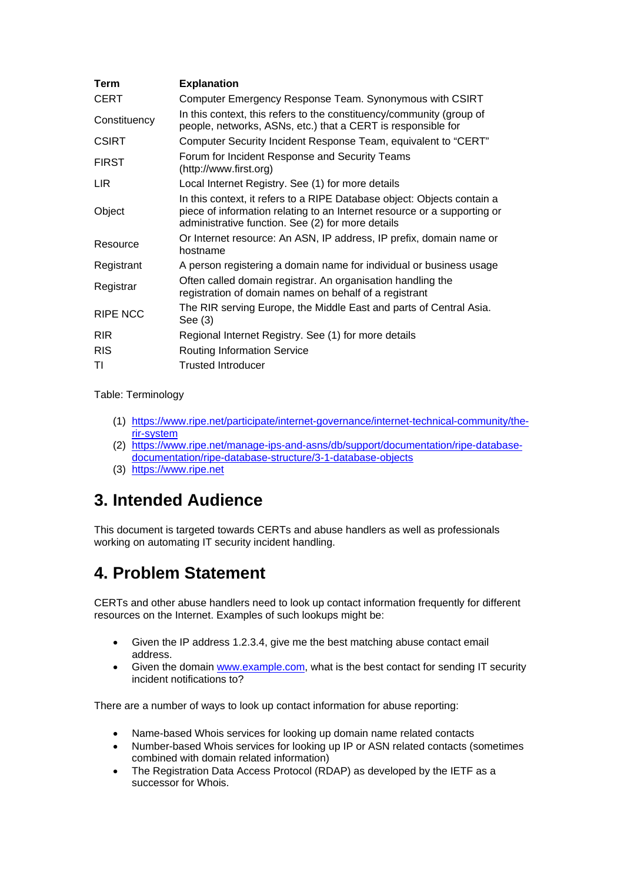| Term | Explanation |
|---|---|
| CERT | Computer Emergency Response Team. Synonymous with CSIRT |
| Constituency | In this context, this refers to the constituency/community (group of people, networks, ASNs, etc.) that a CERT is responsible for |
| CSIRT | Computer Security Incident Response Team, equivalent to “CERT” |
| FIRST | Forum for Incident Response and Security Teams (http://www.first.org) |
| LIR | Local Internet Registry. See (1) for more details |
| Object | In this context, it refers to a RIPE Database object: Objects contain a piece of information relating to an Internet resource or a supporting or administrative function. See (2) for more details |
| Resource | Or Internet resource: An ASN, IP address, IP prefix, domain name or hostname |
| Registrant | A person registering a domain name for individual or business usage |
| Registrar | Often called domain registrar. An organisation handling the registration of domain names on behalf of a registrant |
| RIPE NCC | The RIR serving Europe, the Middle East and parts of Central Asia. See (3) |
| RIR | Regional Internet Registry. See (1) for more details |
| RIS | Routing Information Service |
| TI | Trusted Introducer |

Table: Terminology

(1) https://www.ripe.net/participate/internet-governance/internet-technical-community/the-rir-system
(2) https://www.ripe.net/manage-ips-and-asns/db/support/documentation/ripe-database-documentation/ripe-database-structure/3-1-database-objects
(3) https://www.ripe.net

# 3. Intended Audience

This document is targeted towards CERTs and abuse handlers as well as professionals working on automating IT security incident handling.

# 4. Problem Statement

CERTs and other abuse handlers need to look up contact information frequently for different resources on the Internet. Examples of such lookups might be:

- Given the IP address 1.2.3.4, give me the best matching abuse contact email address.
- Given the domain www.example.com, what is the best contact for sending IT security incident notifications to?

There are a number of ways to look up contact information for abuse reporting:

- Name-based Whois services for looking up domain name related contacts
- Number-based Whois services for looking up IP or ASN related contacts (sometimes combined with domain related information)
- The Registration Data Access Protocol (RDAP) as developed by the IETF as a successor for Whois.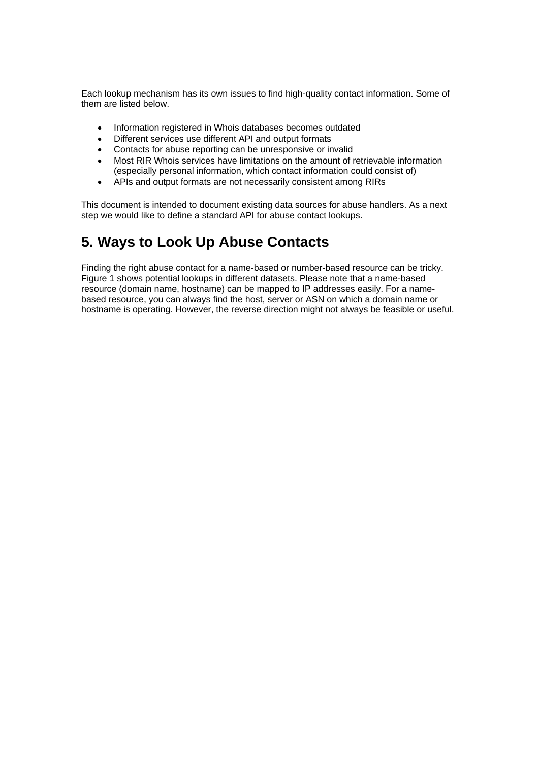Each lookup mechanism has its own issues to find high-quality contact information. Some of them are listed below.

- Information registered in Whois databases becomes outdated
- Different services use different API and output formats
- Contacts for abuse reporting can be unresponsive or invalid
- Most RIR Whois services have limitations on the amount of retrievable information (especially personal information, which contact information could consist of)
- APIs and output formats are not necessarily consistent among RIRs

This document is intended to document existing data sources for abuse handlers. As a next step we would like to define a standard API for abuse contact lookups.

## 5. Ways to Look Up Abuse Contacts

Finding the right abuse contact for a name-based or number-based resource can be tricky. Figure 1 shows potential lookups in different datasets. Please note that a name-based resource (domain name, hostname) can be mapped to IP addresses easily. For a name-based resource, you can always find the host, server or ASN on which a domain name or hostname is operating. However, the reverse direction might not always be feasible or useful.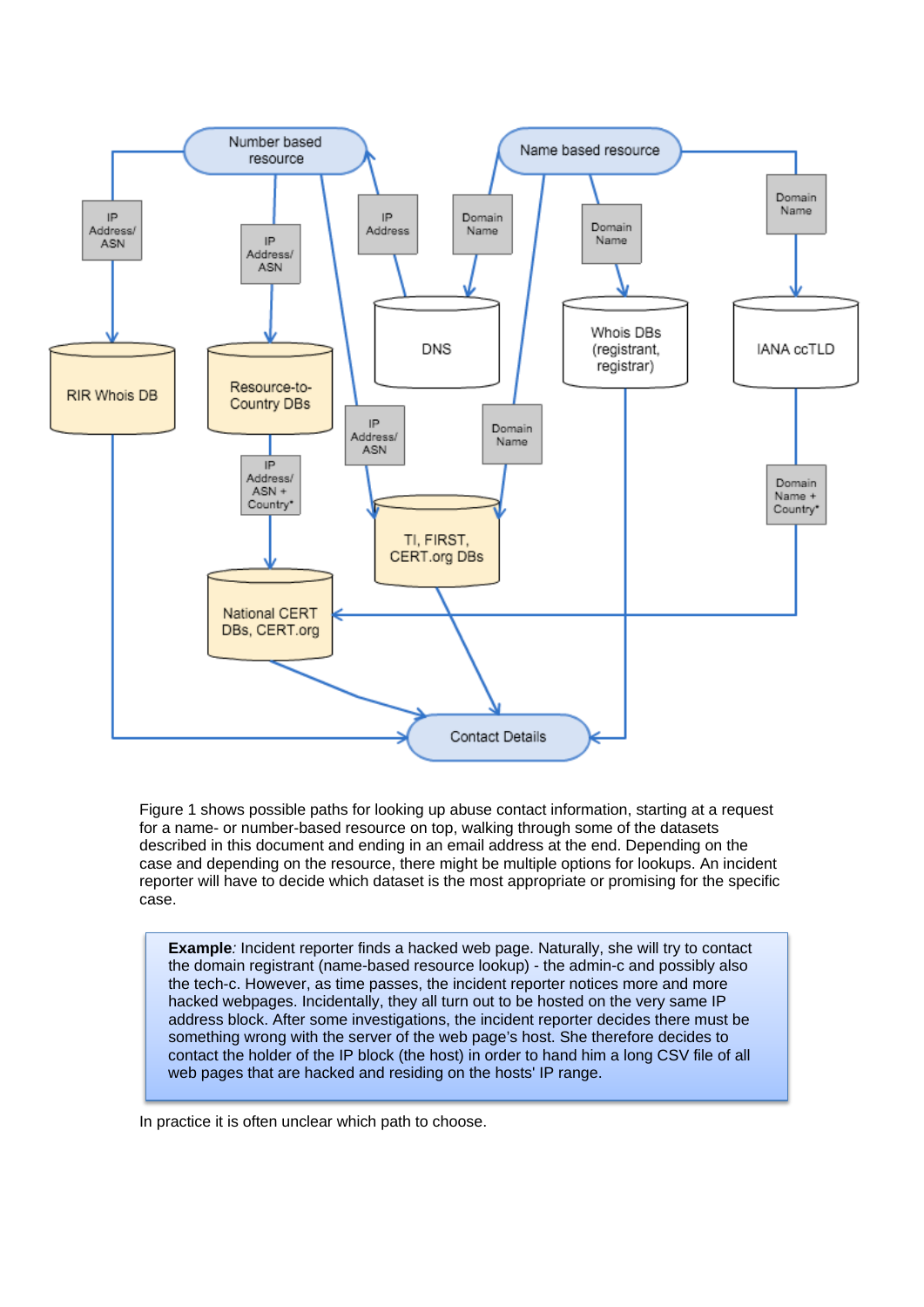Figure 1 shows possible paths for looking up abuse contact information, starting at a request for a name- or number-based resource on top, walking through some of the datasets described in this document and ending in an email address at the end. Depending on the case and depending on the resource, there might be multiple options for lookups. An incident reporter will have to decide which dataset is the most appropriate or promising for the specific case.

> **Example**: Incident reporter finds a hacked web page. Naturally, she will try to contact the domain registrant (name-based resource lookup) - the admin-c and possibly also the tech-c. However, as time passes, the incident reporter notices more and more hacked webpages. Incidentally, they all turn out to be hosted on the very same IP address block. After some investigations, the incident reporter decides there must be something wrong with the server of the web page's host. She therefore decides to contact the holder of the IP block (the host) in order to hand him a long CSV file of all web pages that are hacked and residing on the hosts' IP range.

In practice it is often unclear which path to choose.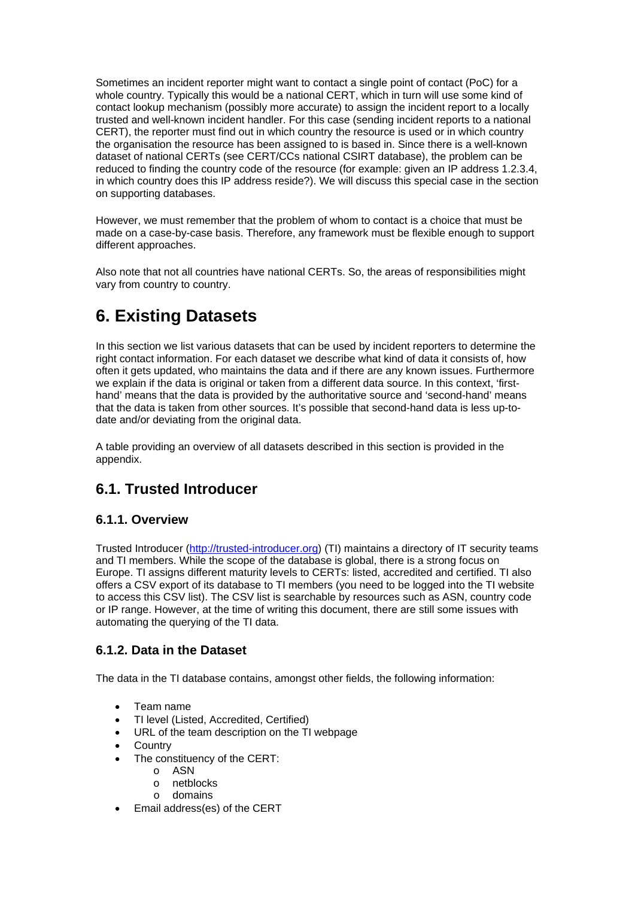Sometimes an incident reporter might want to contact a single point of contact (PoC) for a whole country. Typically this would be a national CERT, which in turn will use some kind of contact lookup mechanism (possibly more accurate) to assign the incident report to a locally trusted and well-known incident handler. For this case (sending incident reports to a national CERT), the reporter must find out in which country the resource is used or in which country the organisation the resource has been assigned to is based in. Since there is a well-known dataset of national CERTs (see CERT/CCs national CSIRT database), the problem can be reduced to finding the country code of the resource (for example: given an IP address 1.2.3.4, in which country does this IP address reside?). We will discuss this special case in the section on supporting databases.

However, we must remember that the problem of whom to contact is a choice that must be made on a case-by-case basis. Therefore, any framework must be flexible enough to support different approaches.

Also note that not all countries have national CERTs. So, the areas of responsibilities might vary from country to country.

# 6. Existing Datasets

In this section we list various datasets that can be used by incident reporters to determine the right contact information. For each dataset we describe what kind of data it consists of, how often it gets updated, who maintains the data and if there are any known issues. Furthermore we explain if the data is original or taken from a different data source. In this context, 'first-hand' means that the data is provided by the authoritative source and 'second-hand' means that the data is taken from other sources. It's possible that second-hand data is less up-to-date and/or deviating from the original data.

A table providing an overview of all datasets described in this section is provided in the appendix.

## 6.1. Trusted Introducer

### 6.1.1. Overview

Trusted Introducer (http://trusted-introducer.org) (TI) maintains a directory of IT security teams and TI members. While the scope of the database is global, there is a strong focus on Europe. TI assigns different maturity levels to CERTs: listed, accredited and certified. TI also offers a CSV export of its database to TI members (you need to be logged into the TI website to access this CSV list). The CSV list is searchable by resources such as ASN, country code or IP range. However, at the time of writing this document, there are still some issues with automating the querying of the TI data.

### 6.1.2. Data in the Dataset

The data in the TI database contains, amongst other fields, the following information:

- Team name
- TI level (Listed, Accredited, Certified)
- URL of the team description on the TI webpage
- Country
- The constituency of the CERT:
  - ASN
  - netblocks
  - domains
- Email address(es) of the CERT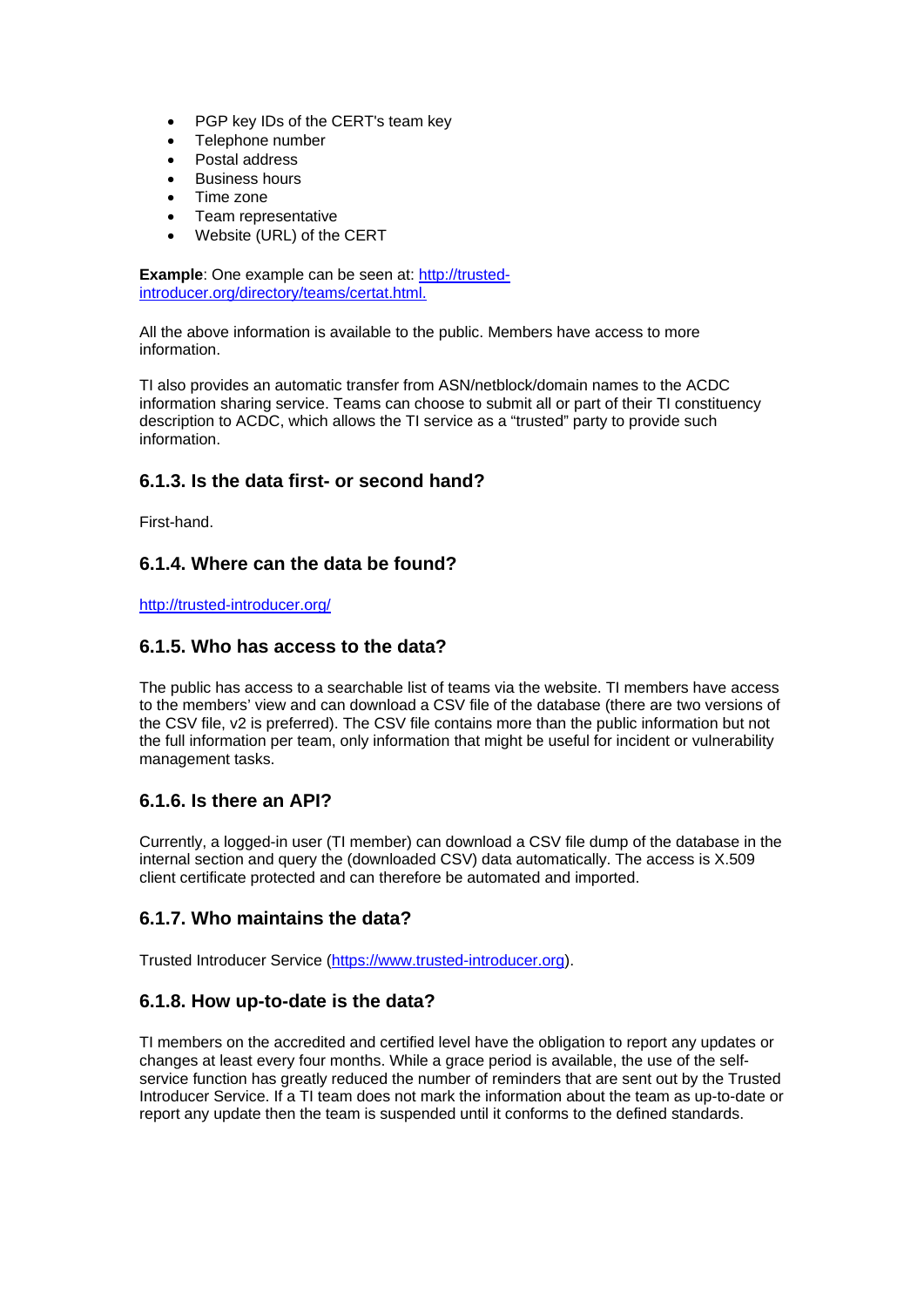- PGP key IDs of the CERT's team key
- Telephone number
- Postal address
- Business hours
- Time zone
- Team representative
- Website (URL) of the CERT

**Example**: One example can be seen at: [http://trusted-introducer.org/directory/teams/certat.html.](http://trusted-introducer.org/directory/teams/certat.html)

All the above information is available to the public. Members have access to more information.

TI also provides an automatic transfer from ASN/netblock/domain names to the ACDC information sharing service. Teams can choose to submit all or part of their TI constituency description to ACDC, which allows the TI service as a "trusted" party to provide such information.

### 6.1.3. Is the data first- or second hand?

First-hand.

### 6.1.4. Where can the data be found?

[http://trusted-introducer.org/](http://trusted-introducer.org/)

### 6.1.5. Who has access to the data?

The public has access to a searchable list of teams via the website. TI members have access to the members' view and can download a CSV file of the database (there are two versions of the CSV file, v2 is preferred). The CSV file contains more than the public information but not the full information per team, only information that might be useful for incident or vulnerability management tasks.

### 6.1.6. Is there an API?

Currently, a logged-in user (TI member) can download a CSV file dump of the database in the internal section and query the (downloaded CSV) data automatically. The access is X.509 client certificate protected and can therefore be automated and imported.

### 6.1.7. Who maintains the data?

Trusted Introducer Service ([https://www.trusted-introducer.org](https://www.trusted-introducer.org)).

### 6.1.8. How up-to-date is the data?

TI members on the accredited and certified level have the obligation to report any updates or changes at least every four months. While a grace period is available, the use of the self-service function has greatly reduced the number of reminders that are sent out by the Trusted Introducer Service. If a TI team does not mark the information about the team as up-to-date or report any update then the team is suspended until it conforms to the defined standards.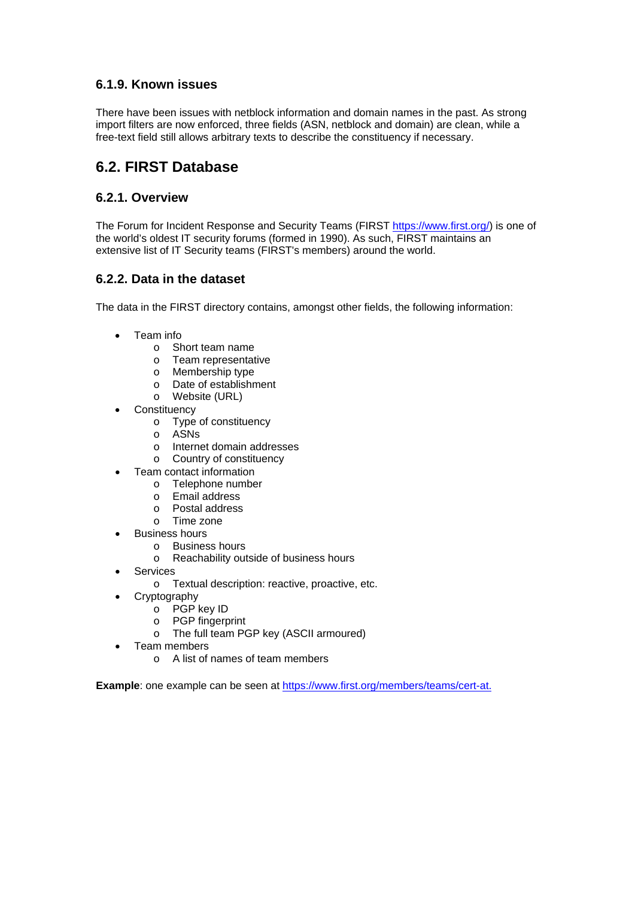### 6.1.9. Known issues

There have been issues with netblock information and domain names in the past. As strong import filters are now enforced, three fields (ASN, netblock and domain) are clean, while a free-text field still allows arbitrary texts to describe the constituency if necessary.

## 6.2. FIRST Database

### 6.2.1. Overview

The Forum for Incident Response and Security Teams (FIRST https://www.first.org/) is one of the world's oldest IT security forums (formed in 1990). As such, FIRST maintains an extensive list of IT Security teams (FIRST's members) around the world.

### 6.2.2. Data in the dataset

The data in the FIRST directory contains, amongst other fields, the following information:

- Team info
  - Short team name
  - Team representative
  - Membership type
  - Date of establishment
  - Website (URL)
- Constituency
  - Type of constituency
  - ASNs
  - Internet domain addresses
  - Country of constituency
- Team contact information
  - Telephone number
  - Email address
  - Postal address
  - Time zone
- Business hours
  - Business hours
  - Reachability outside of business hours
- Services
  - Textual description: reactive, proactive, etc.
- Cryptography
  - PGP key ID
  - PGP fingerprint
  - The full team PGP key (ASCII armoured)
- Team members
  - A list of names of team members

**Example**: one example can be seen at https://www.first.org/members/teams/cert-at.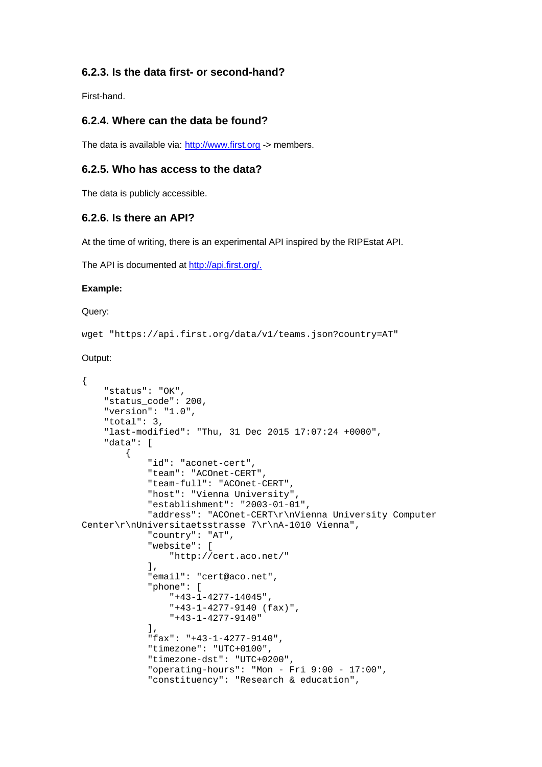### 6.2.3. Is the data first- or second-hand?

First-hand.

### 6.2.4. Where can the data be found?

The data is available via: http://www.first.org -> members.

### 6.2.5. Who has access to the data?

The data is publicly accessible.

### 6.2.6. Is there an API?

At the time of writing, there is an experimental API inspired by the RIPEstat API.

The API is documented at http://api.first.org/.

**Example:**

Query:

```
wget "https://api.first.org/data/v1/teams.json?country=AT"
```

Output:

```
{
    "status": "OK",
    "status_code": 200,
    "version": "1.0",
    "total": 3,
    "last-modified": "Thu, 31 Dec 2015 17:07:24 +0000",
    "data": [
        {
            "id": "aconet-cert",
            "team": "ACOnet-CERT",
            "team-full": "ACOnet-CERT",
            "host": "Vienna University",
            "establishment": "2003-01-01",
            "address": "ACOnet-CERT\r\nVienna University Computer
Center\r\nUniversitaetsstrasse 7\r\nA-1010 Vienna",
            "country": "AT",
            "website": [
                "http://cert.aco.net/"
            ],
            "email": "cert@aco.net",
            "phone": [
                "+43-1-4277-14045",
                "+43-1-4277-9140 (fax)",
                "+43-1-4277-9140"
            ],
            "fax": "+43-1-4277-9140",
            "timezone": "UTC+0100",
            "timezone-dst": "UTC+0200",
            "operating-hours": "Mon - Fri 9:00 - 17:00",
            "constituency": "Research & education",
```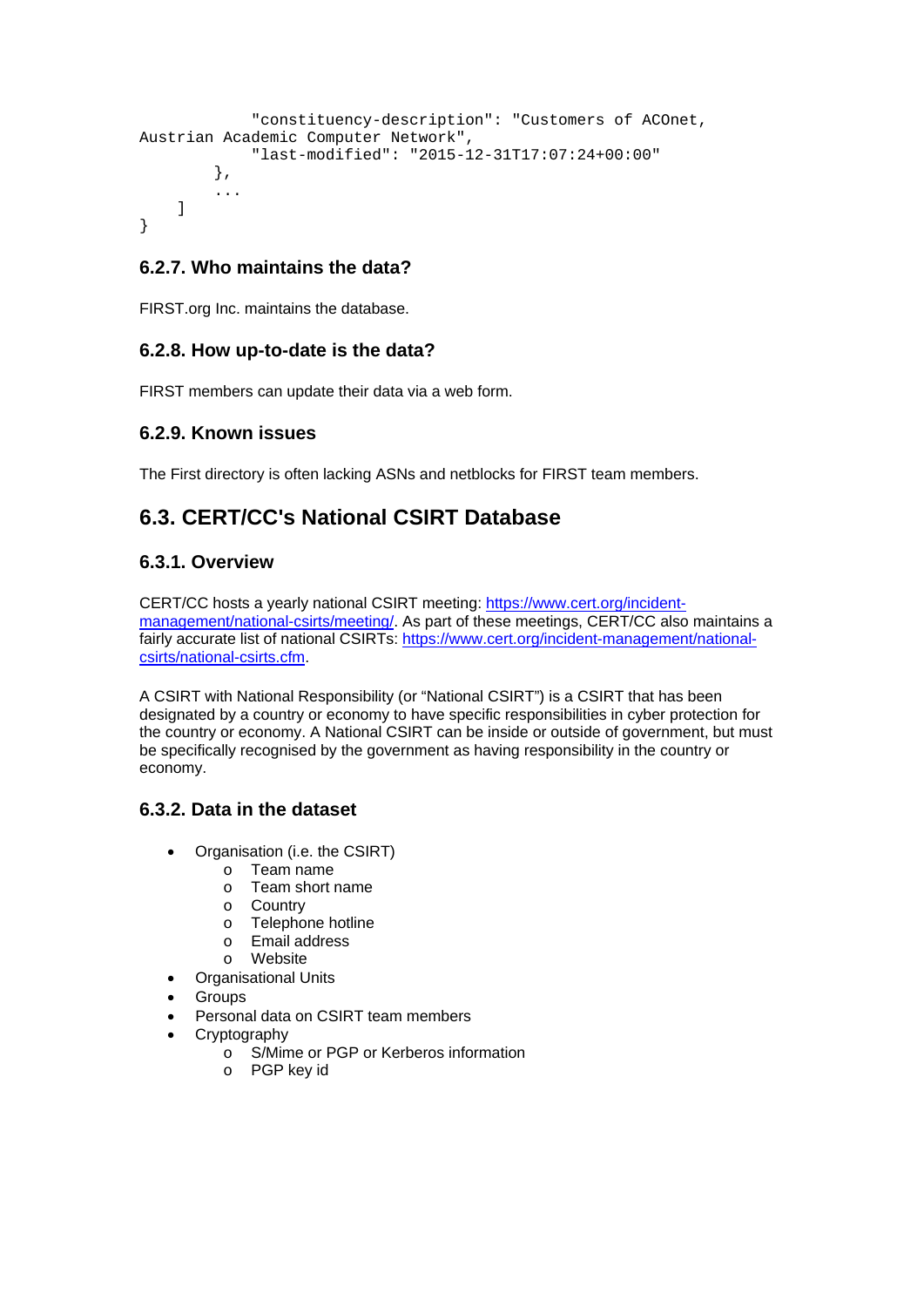```
            "constituency-description": "Customers of ACOnet,
Austrian Academic Computer Network",
            "last-modified": "2015-12-31T17:07:24+00:00"
        },
        ...
    ]
}
```

### 6.2.7. Who maintains the data?

FIRST.org Inc. maintains the database.

### 6.2.8. How up-to-date is the data?

FIRST members can update their data via a web form.

### 6.2.9. Known issues

The First directory is often lacking ASNs and netblocks for FIRST team members.

## 6.3. CERT/CC's National CSIRT Database

### 6.3.1. Overview

CERT/CC hosts a yearly national CSIRT meeting: [https://www.cert.org/incident-management/national-csirts/meeting/](https://www.cert.org/incident-management/national-csirts/meeting/). As part of these meetings, CERT/CC also maintains a fairly accurate list of national CSIRTs: [https://www.cert.org/incident-management/national-csirts/national-csirts.cfm](https://www.cert.org/incident-management/national-csirts/national-csirts.cfm).

A CSIRT with National Responsibility (or "National CSIRT") is a CSIRT that has been designated by a country or economy to have specific responsibilities in cyber protection for the country or economy. A National CSIRT can be inside or outside of government, but must be specifically recognised by the government as having responsibility in the country or economy.

### 6.3.2. Data in the dataset

- Organisation (i.e. the CSIRT)
  - Team name
  - Team short name
  - Country
  - Telephone hotline
  - Email address
  - Website
- Organisational Units
- Groups
- Personal data on CSIRT team members
- Cryptography
  - S/Mime or PGP or Kerberos information
  - PGP key id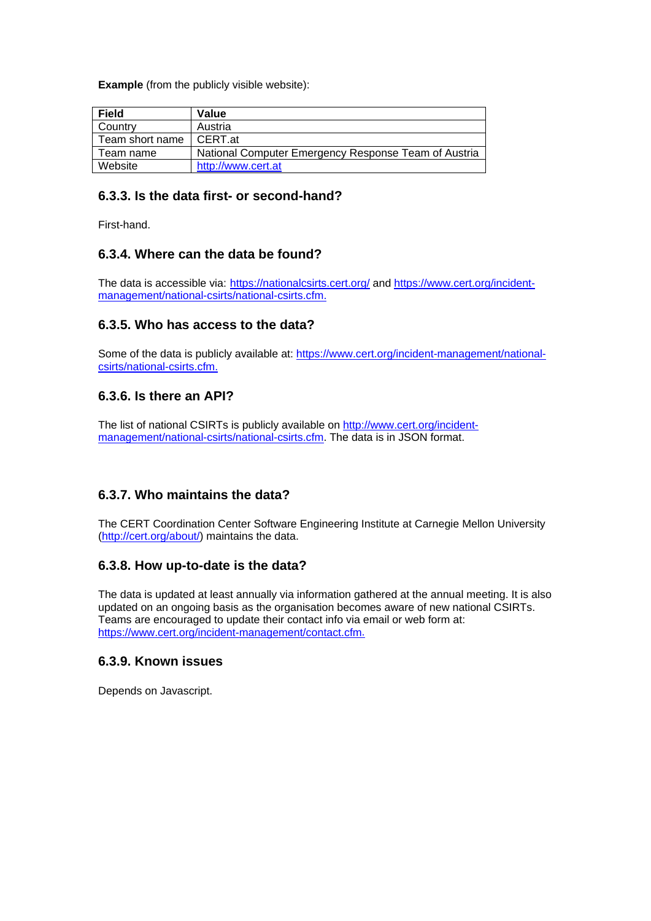**Example** (from the publicly visible website):

| Field | Value |
| --- | --- |
| Country | Austria |
| Team short name | CERT.at |
| Team name | National Computer Emergency Response Team of Austria |
| Website | http://www.cert.at |

### 6.3.3. Is the data first- or second-hand?

First-hand.

### 6.3.4. Where can the data be found?

The data is accessible via: https://nationalcsirts.cert.org/ and https://www.cert.org/incident-management/national-csirts/national-csirts.cfm.

### 6.3.5. Who has access to the data?

Some of the data is publicly available at: https://www.cert.org/incident-management/national-csirts/national-csirts.cfm.

### 6.3.6. Is there an API?

The list of national CSIRTs is publicly available on http://www.cert.org/incident-management/national-csirts/national-csirts.cfm. The data is in JSON format.

### 6.3.7. Who maintains the data?

The CERT Coordination Center Software Engineering Institute at Carnegie Mellon University (http://cert.org/about/) maintains the data.

### 6.3.8. How up-to-date is the data?

The data is updated at least annually via information gathered at the annual meeting. It is also updated on an ongoing basis as the organisation becomes aware of new national CSIRTs. Teams are encouraged to update their contact info via email or web form at: https://www.cert.org/incident-management/contact.cfm.

### 6.3.9. Known issues

Depends on Javascript.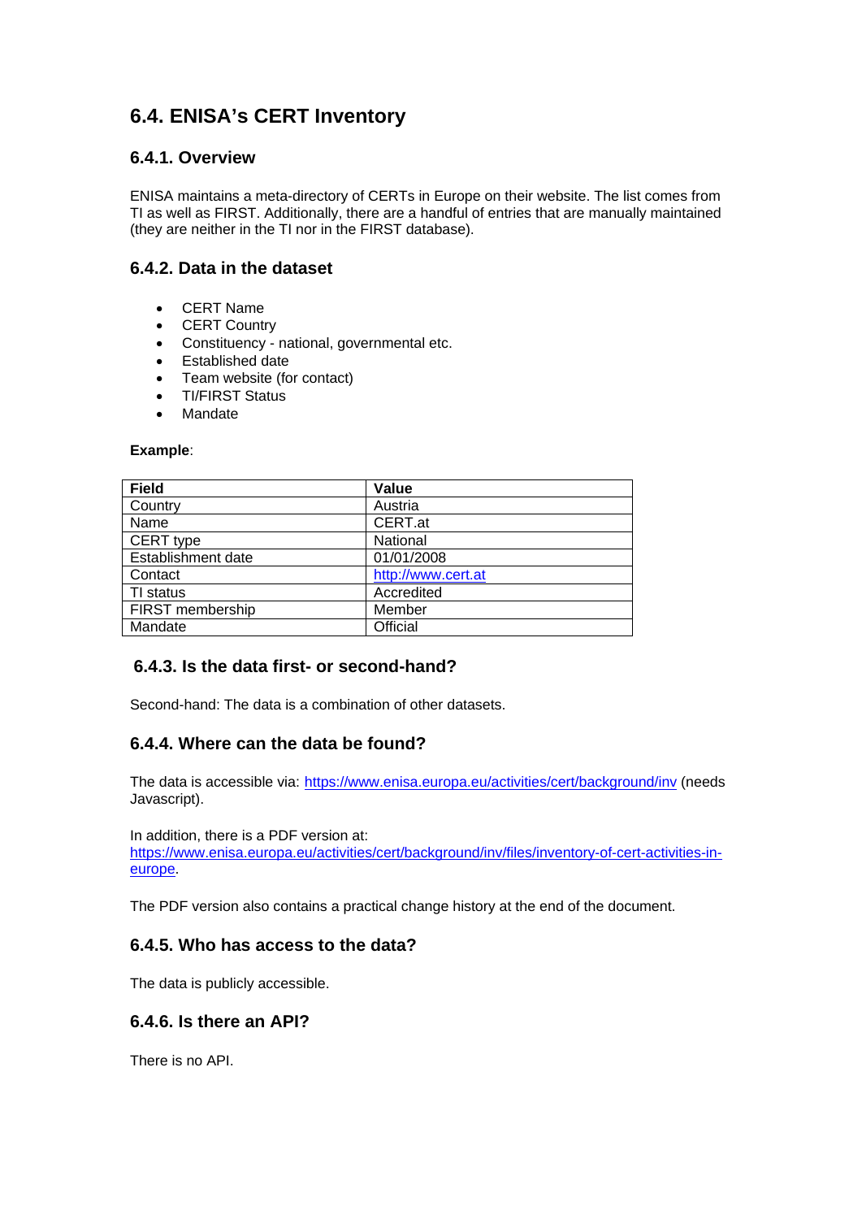## 6.4. ENISA's CERT Inventory

### 6.4.1. Overview

ENISA maintains a meta-directory of CERTs in Europe on their website. The list comes from TI as well as FIRST. Additionally, there are a handful of entries that are manually maintained (they are neither in the TI nor in the FIRST database).

### 6.4.2. Data in the dataset

- CERT Name
- CERT Country
- Constituency - national, governmental etc.
- Established date
- Team website (for contact)
- TI/FIRST Status
- Mandate

**Example**:

| Field | Value |
|---|---|
| Country | Austria |
| Name | CERT.at |
| CERT type | National |
| Establishment date | 01/01/2008 |
| Contact | [http://www.cert.at](http://www.cert.at) |
| TI status | Accredited |
| FIRST membership | Member |
| Mandate | Official |

### 6.4.3. Is the data first- or second-hand?

Second-hand: The data is a combination of other datasets.

### 6.4.4. Where can the data be found?

The data is accessible via: [https://www.enisa.europa.eu/activities/cert/background/inv](https://www.enisa.europa.eu/activities/cert/background/inv) (needs Javascript).

In addition, there is a PDF version at: [https://www.enisa.europa.eu/activities/cert/background/inv/files/inventory-of-cert-activities-in-europe](https://www.enisa.europa.eu/activities/cert/background/inv/files/inventory-of-cert-activities-in-europe).

The PDF version also contains a practical change history at the end of the document.

### 6.4.5. Who has access to the data?

The data is publicly accessible.

### 6.4.6. Is there an API?

There is no API.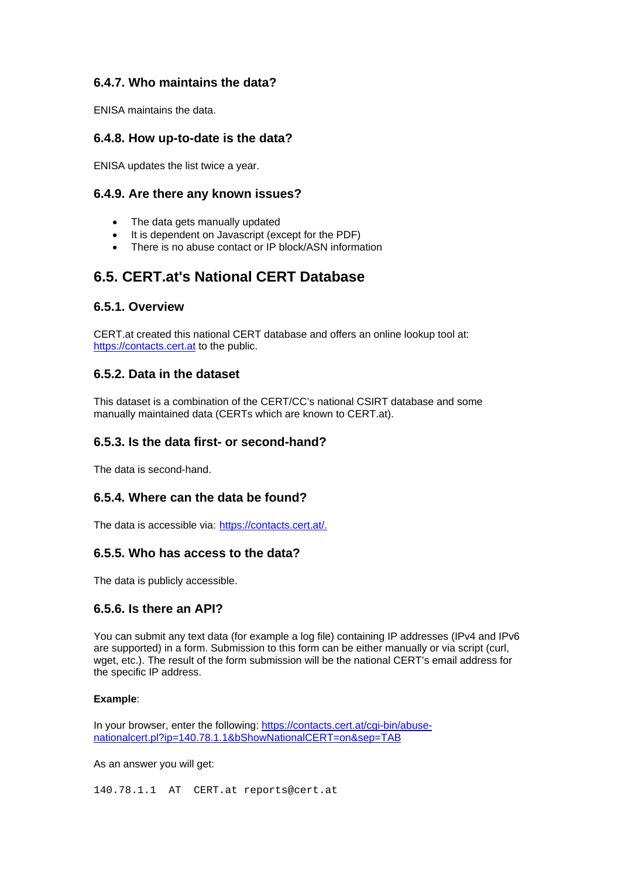### 6.4.7. Who maintains the data?

ENISA maintains the data.

### 6.4.8. How up-to-date is the data?

ENISA updates the list twice a year.

### 6.4.9. Are there any known issues?

- The data gets manually updated
- It is dependent on Javascript (except for the PDF)
- There is no abuse contact or IP block/ASN information

## 6.5. CERT.at's National CERT Database

### 6.5.1. Overview

CERT.at created this national CERT database and offers an online lookup tool at: [https://contacts.cert.at](https://contacts.cert.at) to the public.

### 6.5.2. Data in the dataset

This dataset is a combination of the CERT/CC's national CSIRT database and some manually maintained data (CERTs which are known to CERT.at).

### 6.5.3. Is the data first- or second-hand?

The data is second-hand.

### 6.5.4. Where can the data be found?

The data is accessible via: [https://contacts.cert.at/.](https://contacts.cert.at/)

### 6.5.5. Who has access to the data?

The data is publicly accessible.

### 6.5.6. Is there an API?

You can submit any text data (for example a log file) containing IP addresses (IPv4 and IPv6 are supported) in a form. Submission to this form can be either manually or via script (curl, wget, etc.). The result of the form submission will be the national CERT's email address for the specific IP address.

**Example**:

In your browser, enter the following: [https://contacts.cert.at/cgi-bin/abuse-nationalcert.pl?ip=140.78.1.1&bShowNationalCERT=on&sep=TAB](https://contacts.cert.at/cgi-bin/abuse-nationalcert.pl?ip=140.78.1.1&bShowNationalCERT=on&sep=TAB)

As an answer you will get:

```
140.78.1.1  AT  CERT.at reports@cert.at
```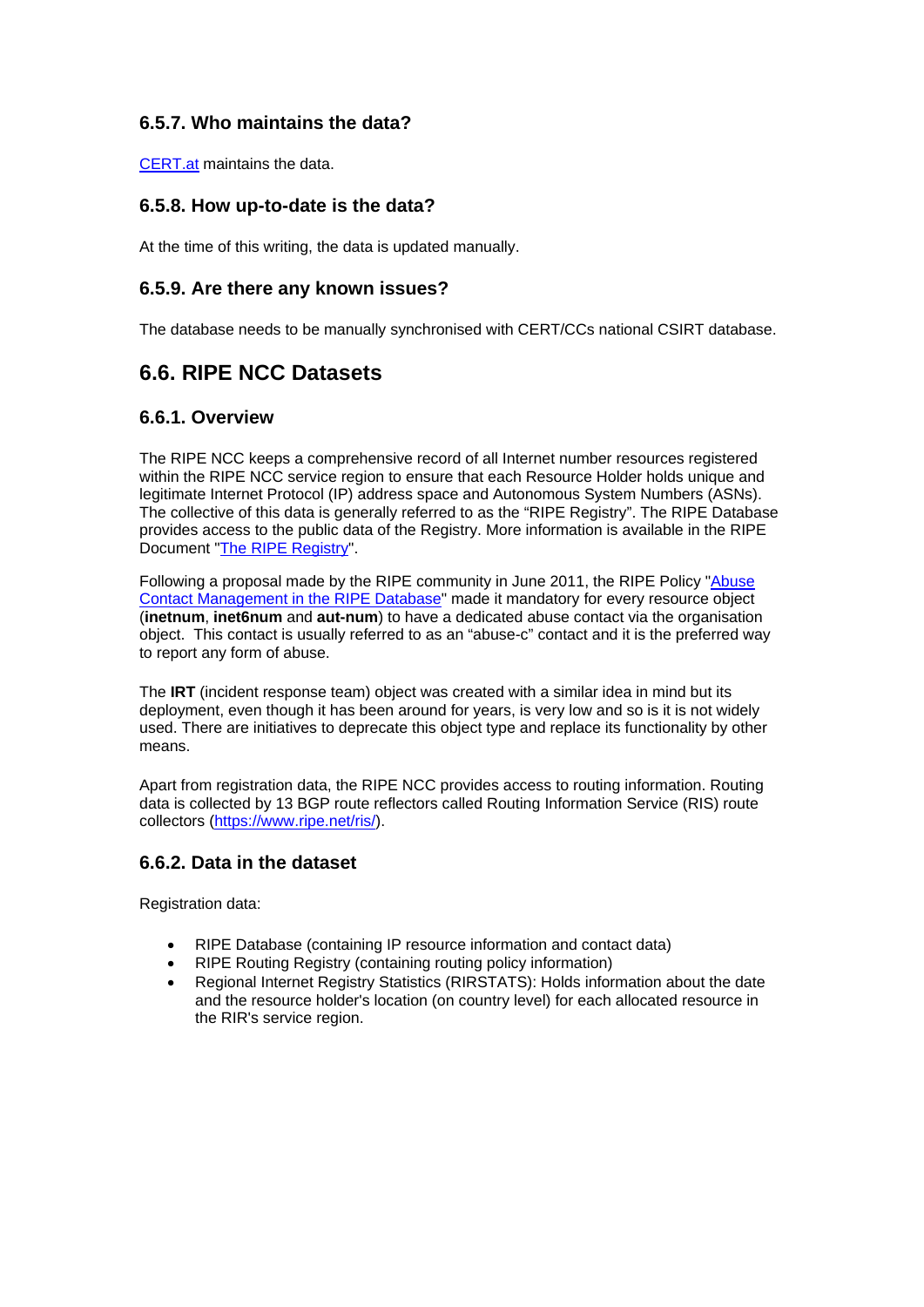### 6.5.7. Who maintains the data?

[CERT.at](CERT.at) maintains the data.

### 6.5.8. How up-to-date is the data?

At the time of this writing, the data is updated manually.

### 6.5.9. Are there any known issues?

The database needs to be manually synchronised with CERT/CCs national CSIRT database.

## 6.6. RIPE NCC Datasets

### 6.6.1. Overview

The RIPE NCC keeps a comprehensive record of all Internet number resources registered within the RIPE NCC service region to ensure that each Resource Holder holds unique and legitimate Internet Protocol (IP) address space and Autonomous System Numbers (ASNs). The collective of this data is generally referred to as the "RIPE Registry". The RIPE Database provides access to the public data of the Registry. More information is available in the RIPE Document "The RIPE Registry".

Following a proposal made by the RIPE community in June 2011, the RIPE Policy "Abuse Contact Management in the RIPE Database" made it mandatory for every resource object (**inetnum**, **inet6num** and **aut-num**) to have a dedicated abuse contact via the organisation object. This contact is usually referred to as an "abuse-c" contact and it is the preferred way to report any form of abuse.

The **IRT** (incident response team) object was created with a similar idea in mind but its deployment, even though it has been around for years, is very low and so is it is not widely used. There are initiatives to deprecate this object type and replace its functionality by other means.

Apart from registration data, the RIPE NCC provides access to routing information. Routing data is collected by 13 BGP route reflectors called Routing Information Service (RIS) route collectors (https://www.ripe.net/ris/).

### 6.6.2. Data in the dataset

Registration data:

- RIPE Database (containing IP resource information and contact data)
- RIPE Routing Registry (containing routing policy information)
- Regional Internet Registry Statistics (RIRSTATS): Holds information about the date and the resource holder's location (on country level) for each allocated resource in the RIR's service region.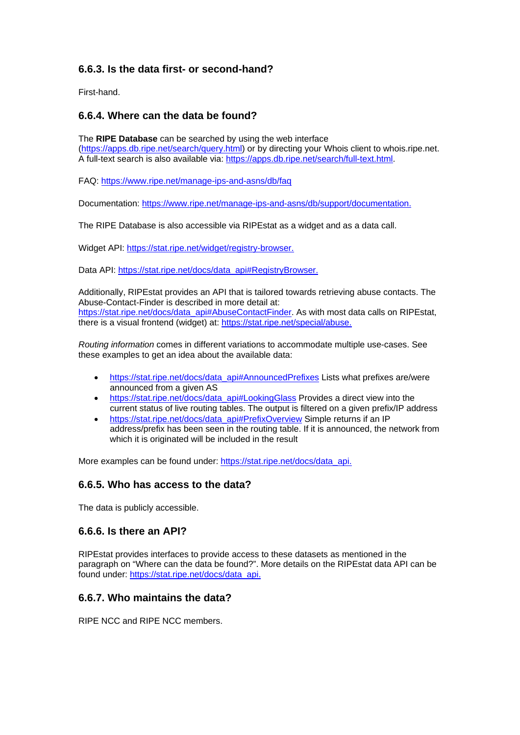### 6.6.3. Is the data first- or second-hand?

First-hand.

### 6.6.4. Where can the data be found?

The **RIPE Database** can be searched by using the web interface (https://apps.db.ripe.net/search/query.html) or by directing your Whois client to whois.ripe.net. A full-text search is also available via: https://apps.db.ripe.net/search/full-text.html.

FAQ: https://www.ripe.net/manage-ips-and-asns/db/faq

Documentation: https://www.ripe.net/manage-ips-and-asns/db/support/documentation.

The RIPE Database is also accessible via RIPEstat as a widget and as a data call.

Widget API: https://stat.ripe.net/widget/registry-browser.

Data API: https://stat.ripe.net/docs/data_api#RegistryBrowser.

Additionally, RIPEstat provides an API that is tailored towards retrieving abuse contacts. The Abuse-Contact-Finder is described in more detail at: https://stat.ripe.net/docs/data_api#AbuseContactFinder. As with most data calls on RIPEstat, there is a visual frontend (widget) at: https://stat.ripe.net/special/abuse.

*Routing information* comes in different variations to accommodate multiple use-cases. See these examples to get an idea about the available data:

- https://stat.ripe.net/docs/data_api#AnnouncedPrefixes Lists what prefixes are/were announced from a given AS
- https://stat.ripe.net/docs/data_api#LookingGlass Provides a direct view into the current status of live routing tables. The output is filtered on a given prefix/IP address
- https://stat.ripe.net/docs/data_api#PrefixOverview Simple returns if an IP address/prefix has been seen in the routing table. If it is announced, the network from which it is originated will be included in the result

More examples can be found under: https://stat.ripe.net/docs/data_api.

### 6.6.5. Who has access to the data?

The data is publicly accessible.

### 6.6.6. Is there an API?

RIPEstat provides interfaces to provide access to these datasets as mentioned in the paragraph on "Where can the data be found?". More details on the RIPEstat data API can be found under: https://stat.ripe.net/docs/data_api.

### 6.6.7. Who maintains the data?

RIPE NCC and RIPE NCC members.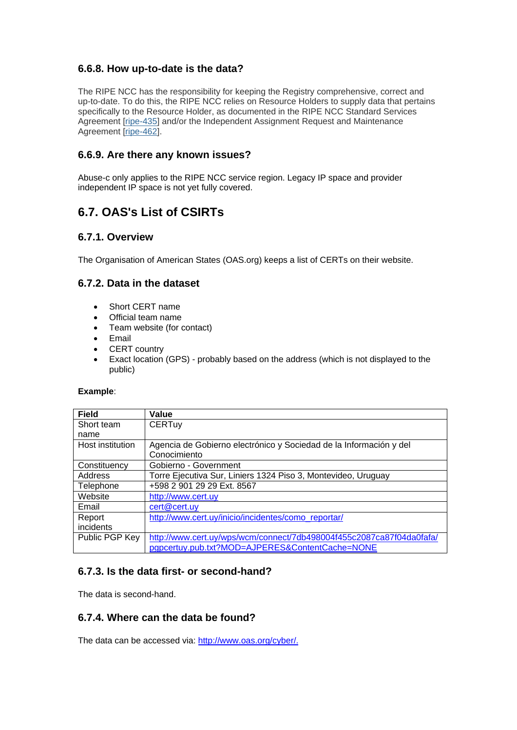### 6.6.8. How up-to-date is the data?

The RIPE NCC has the responsibility for keeping the Registry comprehensive, correct and up-to-date. To do this, the RIPE NCC relies on Resource Holders to supply data that pertains specifically to the Resource Holder, as documented in the RIPE NCC Standard Services Agreement [ripe-435] and/or the Independent Assignment Request and Maintenance Agreement [ripe-462].

### 6.6.9. Are there any known issues?

Abuse-c only applies to the RIPE NCC service region. Legacy IP space and provider independent IP space is not yet fully covered.

## 6.7. OAS's List of CSIRTs

### 6.7.1. Overview

The Organisation of American States (OAS.org) keeps a list of CERTs on their website.

### 6.7.2. Data in the dataset

- Short CERT name
- Official team name
- Team website (for contact)
- Email
- CERT country
- Exact location (GPS) - probably based on the address (which is not displayed to the public)

**Example**:

| Field | Value |
|---|---|
| Short team name | CERTuy |
| Host institution | Agencia de Gobierno electrónico y Sociedad de la Información y del Conocimiento |
| Constituency | Gobierno - Government |
| Address | Torre Ejecutiva Sur, Liniers 1324 Piso 3, Montevideo, Uruguay |
| Telephone | +598 2 901 29 29 Ext. 8567 |
| Website | http://www.cert.uy |
| Email | cert@cert.uy |
| Report incidents | http://www.cert.uy/inicio/incidentes/como_reportar/ |
| Public PGP Key | http://www.cert.uy/wps/wcm/connect/7db498004f455c2087ca87f04da0fafa/pgpcertuy.pub.txt?MOD=AJPERES&ContentCache=NONE |

### 6.7.3. Is the data first- or second-hand?

The data is second-hand.

### 6.7.4. Where can the data be found?

The data can be accessed via: http://www.oas.org/cyber/.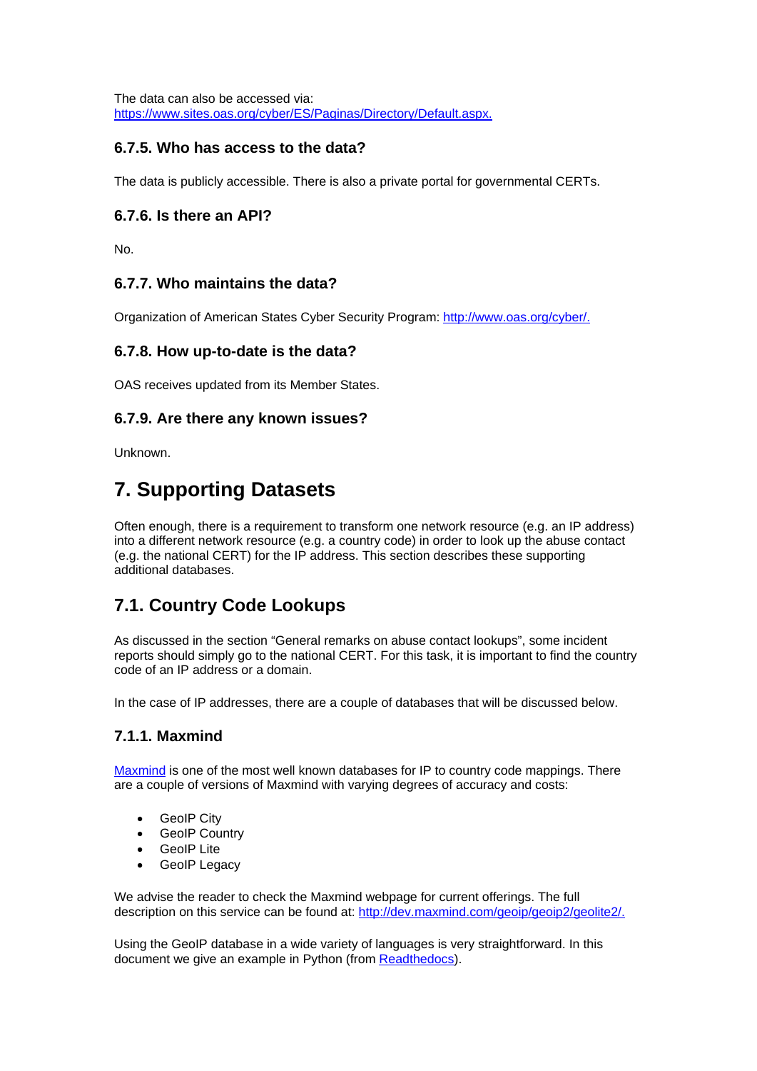The data can also be accessed via: [https://www.sites.oas.org/cyber/ES/Paginas/Directory/Default.aspx.](https://www.sites.oas.org/cyber/ES/Paginas/Directory/Default.aspx)

### 6.7.5. Who has access to the data?

The data is publicly accessible. There is also a private portal for governmental CERTs.

### 6.7.6. Is there an API?

No.

### 6.7.7. Who maintains the data?

Organization of American States Cyber Security Program: [http://www.oas.org/cyber/.](http://www.oas.org/cyber/)

### 6.7.8. How up-to-date is the data?

OAS receives updated from its Member States.

### 6.7.9. Are there any known issues?

Unknown.

# 7. Supporting Datasets

Often enough, there is a requirement to transform one network resource (e.g. an IP address) into a different network resource (e.g. a country code) in order to look up the abuse contact (e.g. the national CERT) for the IP address. This section describes these supporting additional databases.

## 7.1. Country Code Lookups

As discussed in the section "General remarks on abuse contact lookups", some incident reports should simply go to the national CERT. For this task, it is important to find the country code of an IP address or a domain.

In the case of IP addresses, there are a couple of databases that will be discussed below.

### 7.1.1. Maxmind

[Maxmind]() is one of the most well known databases for IP to country code mappings. There are a couple of versions of Maxmind with varying degrees of accuracy and costs:

- GeoIP City
- GeoIP Country
- GeoIP Lite
- GeoIP Legacy

We advise the reader to check the Maxmind webpage for current offerings. The full description on this service can be found at: [http://dev.maxmind.com/geoip/geoip2/geolite2/.](http://dev.maxmind.com/geoip/geoip2/geolite2/)

Using the GeoIP database in a wide variety of languages is very straightforward. In this document we give an example in Python (from [Readthedocs]()).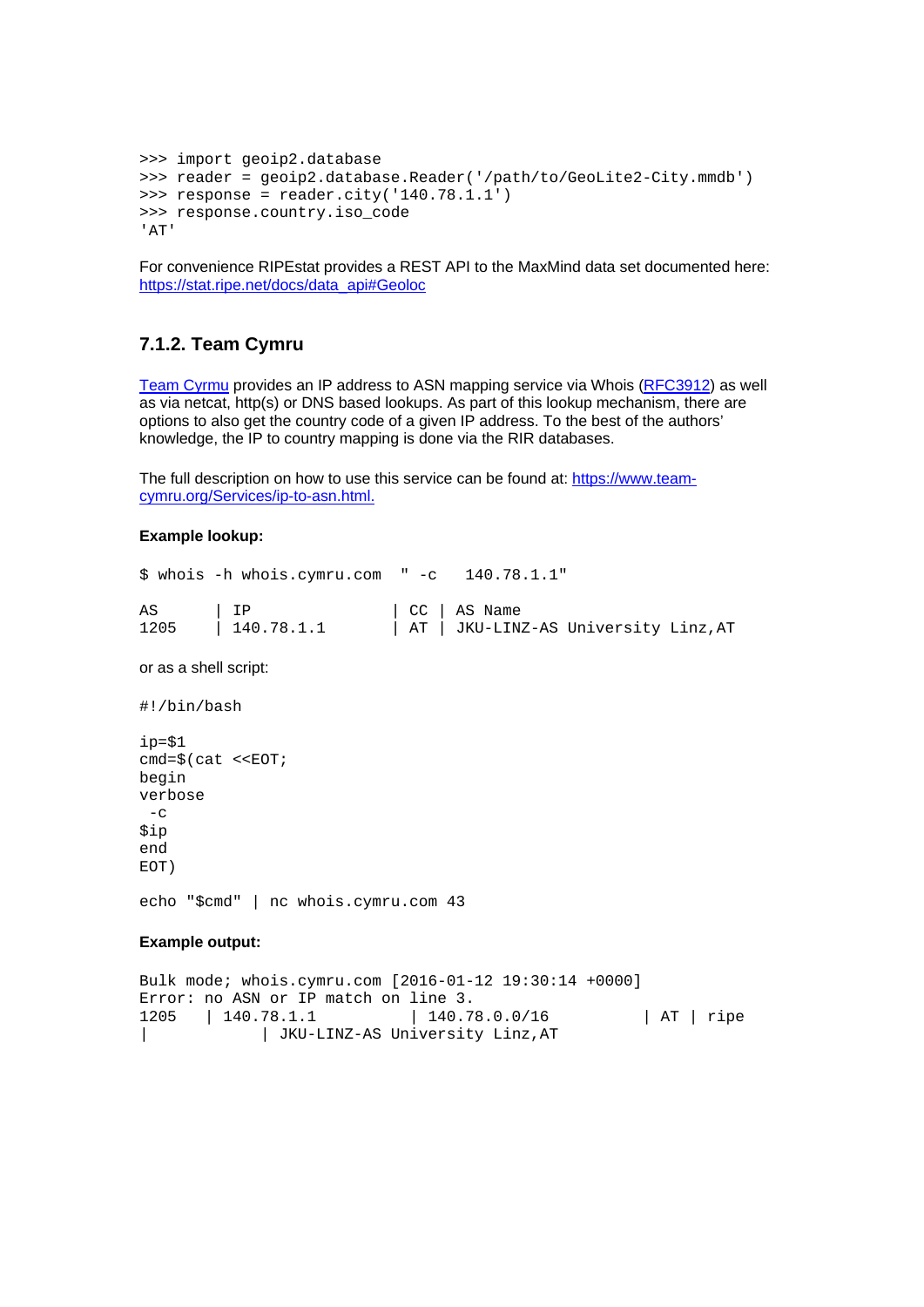```
>>> import geoip2.database
>>> reader = geoip2.database.Reader('/path/to/GeoLite2-City.mmdb')
>>> response = reader.city('140.78.1.1')
>>> response.country.iso_code
'AT'
```

For convenience RIPEstat provides a REST API to the MaxMind data set documented here: https://stat.ripe.net/docs/data_api#Geoloc

### 7.1.2. Team Cymru

Team Cymru provides an IP address to ASN mapping service via Whois (RFC3912) as well as via netcat, http(s) or DNS based lookups. As part of this lookup mechanism, there are options to also get the country code of a given IP address. To the best of the authors' knowledge, the IP to country mapping is done via the RIR databases.

The full description on how to use this service can be found at: https://www.team-cymru.org/Services/ip-to-asn.html.

**Example lookup:**

```
$ whois -h whois.cymru.com  " -c   140.78.1.1"

AS      | IP               | CC | AS Name
1205    | 140.78.1.1       | AT | JKU-LINZ-AS University Linz,AT
```

or as a shell script:

```
#!/bin/bash

ip=$1
cmd=$(cat <<EOT;
begin
verbose
 -c
$ip
end
EOT)

echo "$cmd" | nc whois.cymru.com 43
```

**Example output:**

```
Bulk mode; whois.cymru.com [2016-01-12 19:30:14 +0000]
Error: no ASN or IP match on line 3.
1205   | 140.78.1.1          | 140.78.0.0/16          | AT | ripe
|            | JKU-LINZ-AS University Linz,AT
```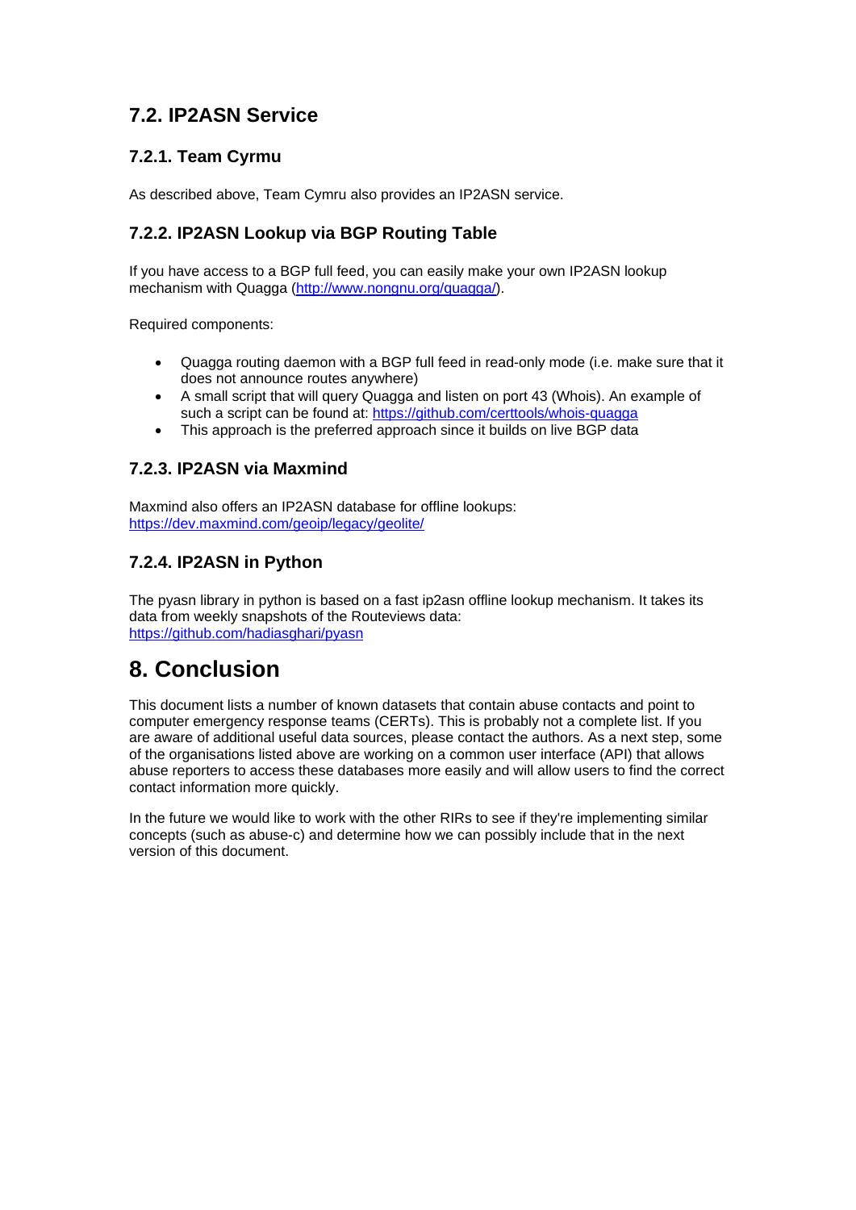## 7.2. IP2ASN Service

### 7.2.1. Team Cyrmu

As described above, Team Cymru also provides an IP2ASN service.

### 7.2.2. IP2ASN Lookup via BGP Routing Table

If you have access to a BGP full feed, you can easily make your own IP2ASN lookup mechanism with Quagga (http://www.nongnu.org/quagga/).

Required components:

- Quagga routing daemon with a BGP full feed in read-only mode (i.e. make sure that it does not announce routes anywhere)
- A small script that will query Quagga and listen on port 43 (Whois). An example of such a script can be found at: https://github.com/certtools/whois-quagga
- This approach is the preferred approach since it builds on live BGP data

### 7.2.3. IP2ASN via Maxmind

Maxmind also offers an IP2ASN database for offline lookups:
https://dev.maxmind.com/geoip/legacy/geolite/

### 7.2.4. IP2ASN in Python

The pyasn library in python is based on a fast ip2asn offline lookup mechanism. It takes its data from weekly snapshots of the Routeviews data:
https://github.com/hadiasghari/pyasn

# 8. Conclusion

This document lists a number of known datasets that contain abuse contacts and point to computer emergency response teams (CERTs). This is probably not a complete list. If you are aware of additional useful data sources, please contact the authors. As a next step, some of the organisations listed above are working on a common user interface (API) that allows abuse reporters to access these databases more easily and will allow users to find the correct contact information more quickly.

In the future we would like to work with the other RIRs to see if they're implementing similar concepts (such as abuse-c) and determine how we can possibly include that in the next version of this document.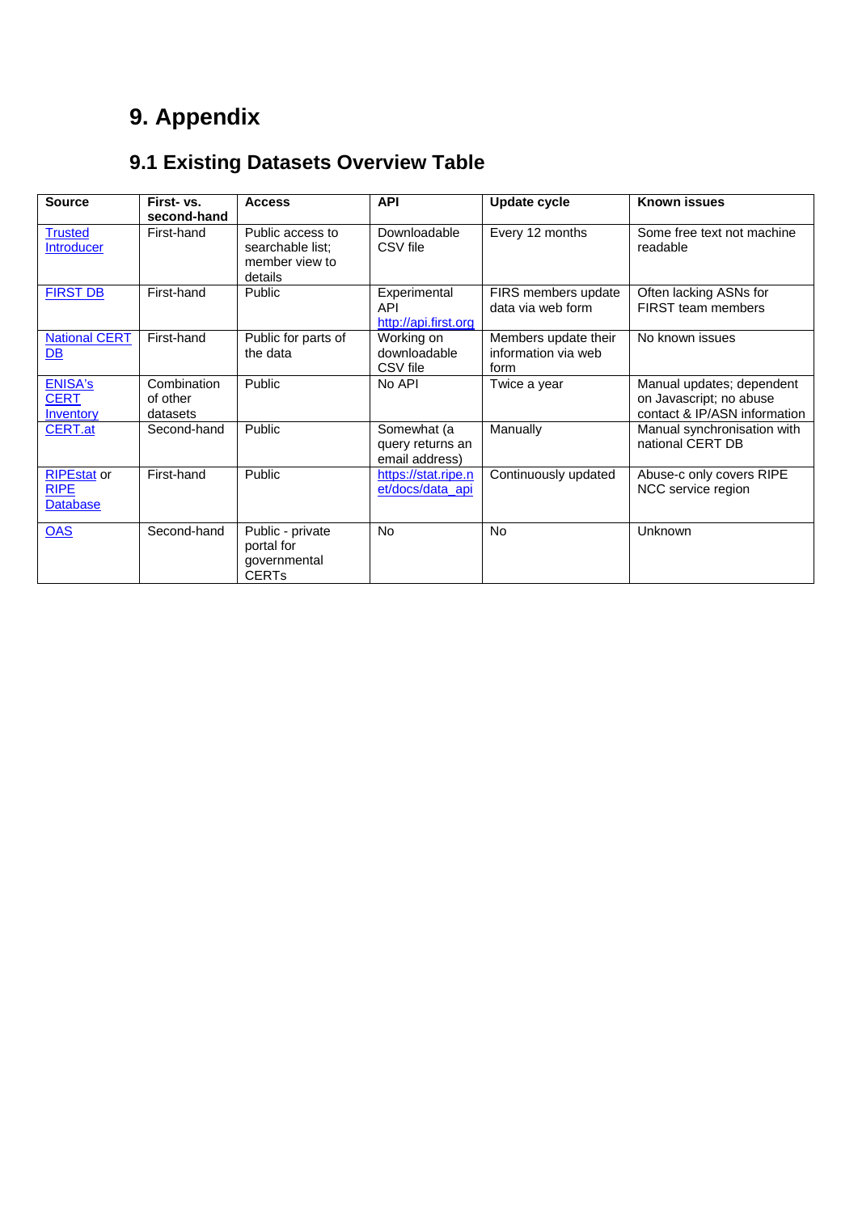# 9. Appendix

## 9.1 Existing Datasets Overview Table

| Source | First- vs. second-hand | Access | API | Update cycle | Known issues |
|---|---|---|---|---|---|
| Trusted Introducer | First-hand | Public access to searchable list; member view to details | Downloadable CSV file | Every 12 months | Some free text not machine readable |
| FIRST DB | First-hand | Public | Experimental API http://api.first.org | FIRS members update data via web form | Often lacking ASNs for FIRST team members |
| National CERT DB | First-hand | Public for parts of the data | Working on downloadable CSV file | Members update their information via web form | No known issues |
| ENISA's CERT Inventory | Combination of other datasets | Public | No API | Twice a year | Manual updates; dependent on Javascript; no abuse contact & IP/ASN information |
| CERT.at | Second-hand | Public | Somewhat (a query returns an email address) | Manually | Manual synchronisation with national CERT DB |
| RIPEstat or RIPE Database | First-hand | Public | https://stat.ripe.net/docs/data_api | Continuously updated | Abuse-c only covers RIPE NCC service region |
| OAS | Second-hand | Public - private portal for governmental CERTs | No | No | Unknown |